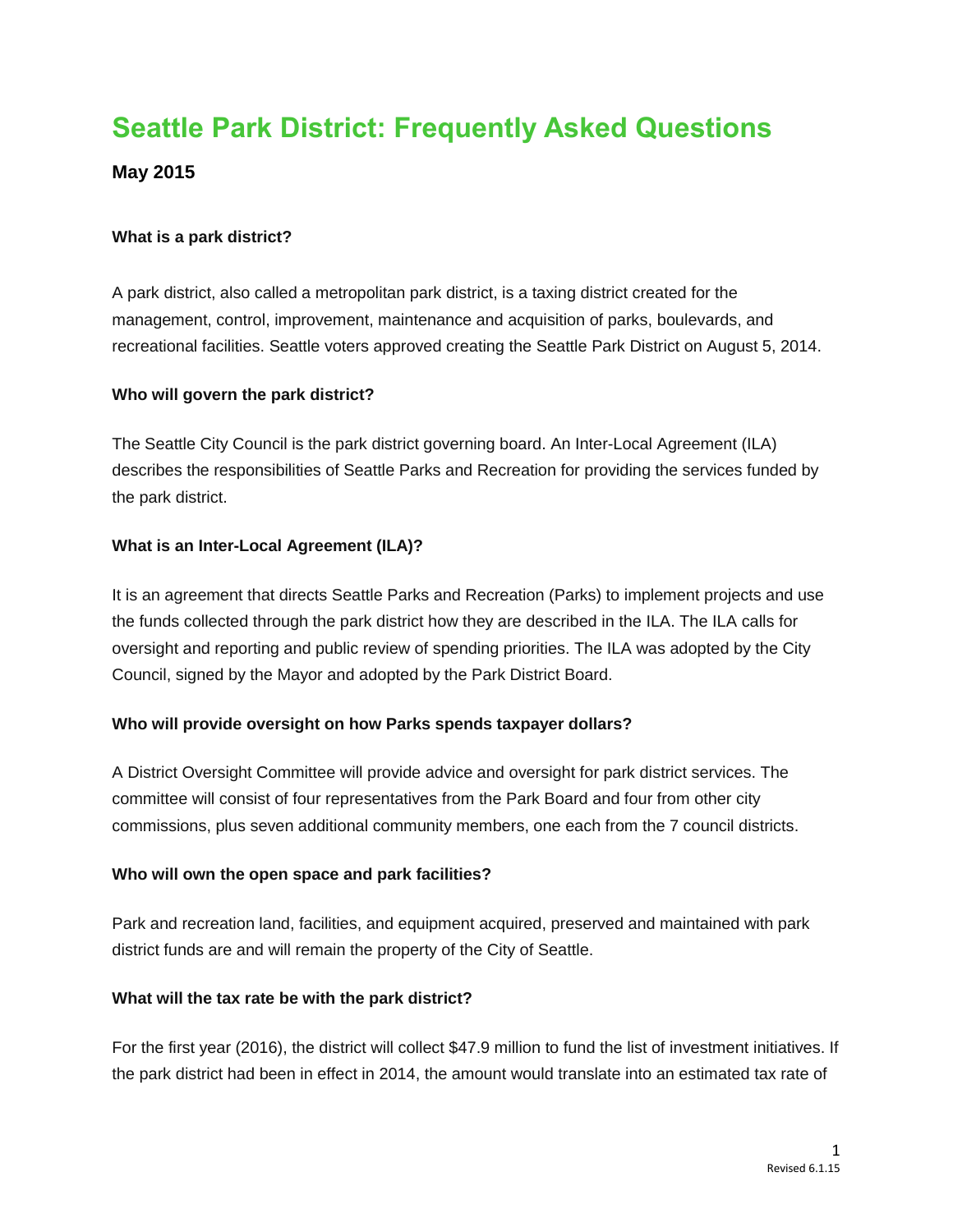# Seattle Park District: Frequently Asked Questions

### May 2015

**What is a park district?**

A park district, also called a metropolitan park district, is a taxing district created for the management, control, improvement, maintenance and acquisition of parks, boulevards, and recreational facilities. Seattle voters approved creating the Seattle Park District on August 5, 2014.

**Who will govern the park district?**

The Seattle City Council is the park district governing board. An Inter-Local Agreement (ILA) describes the responsibilities of Seattle Parks and Recreation for providing the services funded by the park district.

**What is an Inter-Local Agreement (ILA)?**

It is an agreement that directs Seattle Parks and Recreation (Parks) to implement projects and use the funds collected through the park district how they are described in the ILA. The ILA calls for oversight and reporting and public review of spending priorities. The ILA was adopted by the City Council, signed by the Mayor and adopted by the Park District Board.

**Who will provide oversight on how Parks spends taxpayer dollars?**

A District Oversight Committee will provide advice and oversight for park district services. The committee will consist of four representatives from the Park Board and four from other city commissions, plus seven additional community members, one each from the 7 council districts.

**Who will own the open space and park facilities?**

Park and recreation land, facilities, and equipment acquired, preserved and maintained with park district funds are and will remain the property of the City of Seattle.

**What will the tax rate be with the park district?**

For the first year (2016), the district will collect $47.9 million to fund the list of investment initiatives. If the park district had been in effect in 2014, the amount would translate into an estimated tax rate of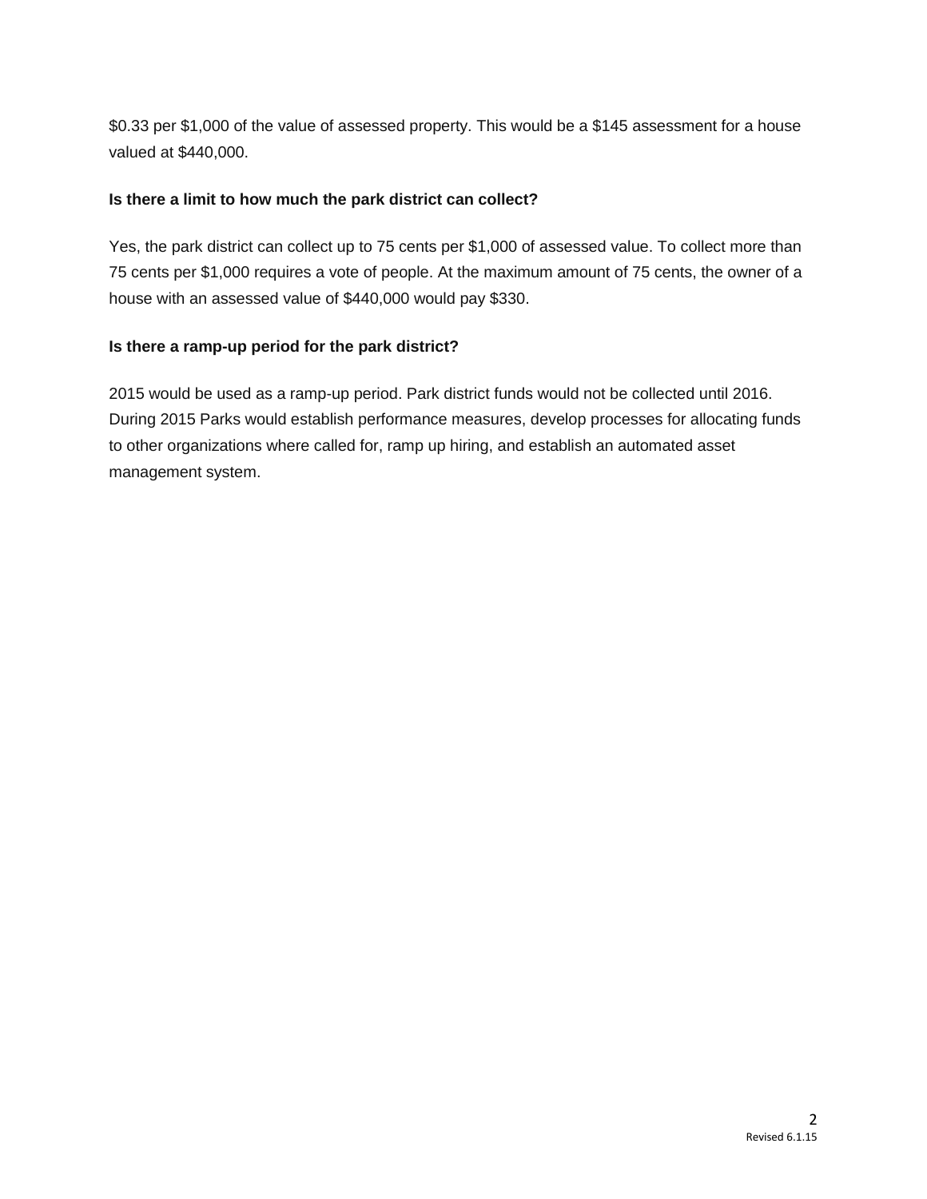$0.33 per $1,000 of the value of assessed property. This would be a $145 assessment for a house valued at $440,000.

**Is there a limit to how much the park district can collect?**

Yes, the park district can collect up to 75 cents per $1,000 of assessed value. To collect more than 75 cents per $1,000 requires a vote of people. At the maximum amount of 75 cents, the owner of a house with an assessed value of $440,000 would pay $330.

**Is there a ramp-up period for the park district?**

2015 would be used as a ramp-up period. Park district funds would not be collected until 2016. During 2015 Parks would establish performance measures, develop processes for allocating funds to other organizations where called for, ramp up hiring, and establish an automated asset management system.